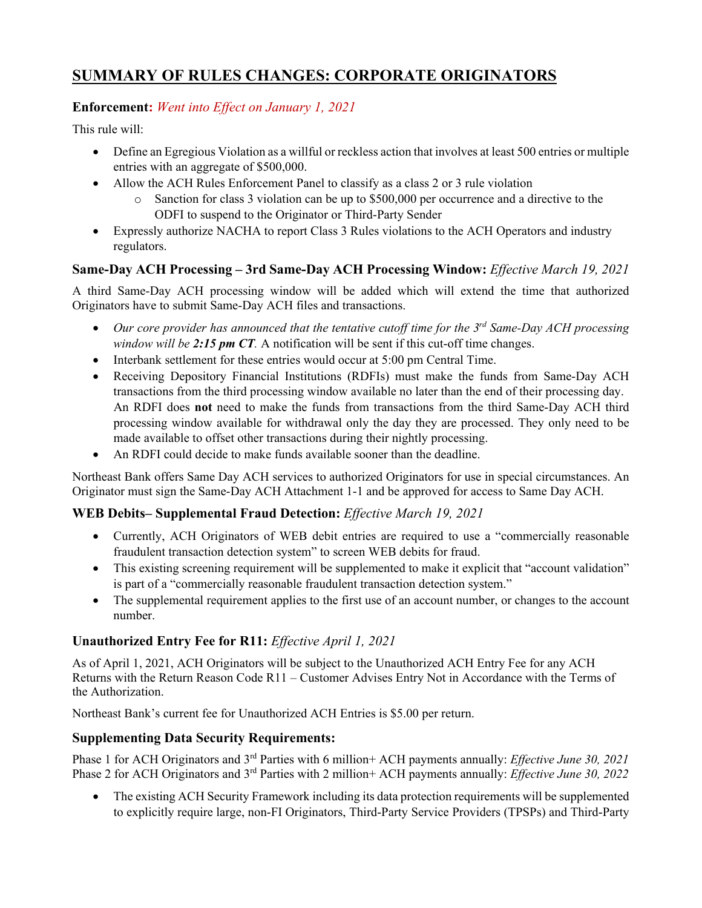# SUMMARY OF RULES CHANGES: CORPORATE ORIGINATORS

### Enforcement: *Went into Effect on January 1, 2021*

This rule will:

- Define an Egregious Violation as a willful or reckless action that involves at least 500 entries or multiple entries with an aggregate of $500,000.
- Allow the ACH Rules Enforcement Panel to classify as a class 2 or 3 rule violation
  - Sanction for class 3 violation can be up to $500,000 per occurrence and a directive to the ODFI to suspend to the Originator or Third-Party Sender
- Expressly authorize NACHA to report Class 3 Rules violations to the ACH Operators and industry regulators.

### Same-Day ACH Processing – 3rd Same-Day ACH Processing Window: *Effective March 19, 2021*

A third Same-Day ACH processing window will be added which will extend the time that authorized Originators have to submit Same-Day ACH files and transactions.

- *Our core provider has announced that the tentative cutoff time for the 3rd Same-Day ACH processing window will be **2:15 pm CT**.* A notification will be sent if this cut-off time changes.
- Interbank settlement for these entries would occur at 5:00 pm Central Time.
- Receiving Depository Financial Institutions (RDFIs) must make the funds from Same-Day ACH transactions from the third processing window available no later than the end of their processing day. An RDFI does **not** need to make the funds from transactions from the third Same-Day ACH third processing window available for withdrawal only the day they are processed. They only need to be made available to offset other transactions during their nightly processing.
- An RDFI could decide to make funds available sooner than the deadline.

Northeast Bank offers Same Day ACH services to authorized Originators for use in special circumstances. An Originator must sign the Same-Day ACH Attachment 1-1 and be approved for access to Same Day ACH.

### WEB Debits– Supplemental Fraud Detection: *Effective March 19, 2021*

- Currently, ACH Originators of WEB debit entries are required to use a "commercially reasonable fraudulent transaction detection system" to screen WEB debits for fraud.
- This existing screening requirement will be supplemented to make it explicit that "account validation" is part of a "commercially reasonable fraudulent transaction detection system."
- The supplemental requirement applies to the first use of an account number, or changes to the account number.

### Unauthorized Entry Fee for R11: *Effective April 1, 2021*

As of April 1, 2021, ACH Originators will be subject to the Unauthorized ACH Entry Fee for any ACH Returns with the Return Reason Code R11 – Customer Advises Entry Not in Accordance with the Terms of the Authorization.

Northeast Bank's current fee for Unauthorized ACH Entries is $5.00 per return.

### Supplementing Data Security Requirements:

Phase 1 for ACH Originators and 3rd Parties with 6 million+ ACH payments annually: *Effective June 30, 2021*
Phase 2 for ACH Originators and 3rd Parties with 2 million+ ACH payments annually: *Effective June 30, 2022*

- The existing ACH Security Framework including its data protection requirements will be supplemented to explicitly require large, non-FI Originators, Third-Party Service Providers (TPSPs) and Third-Party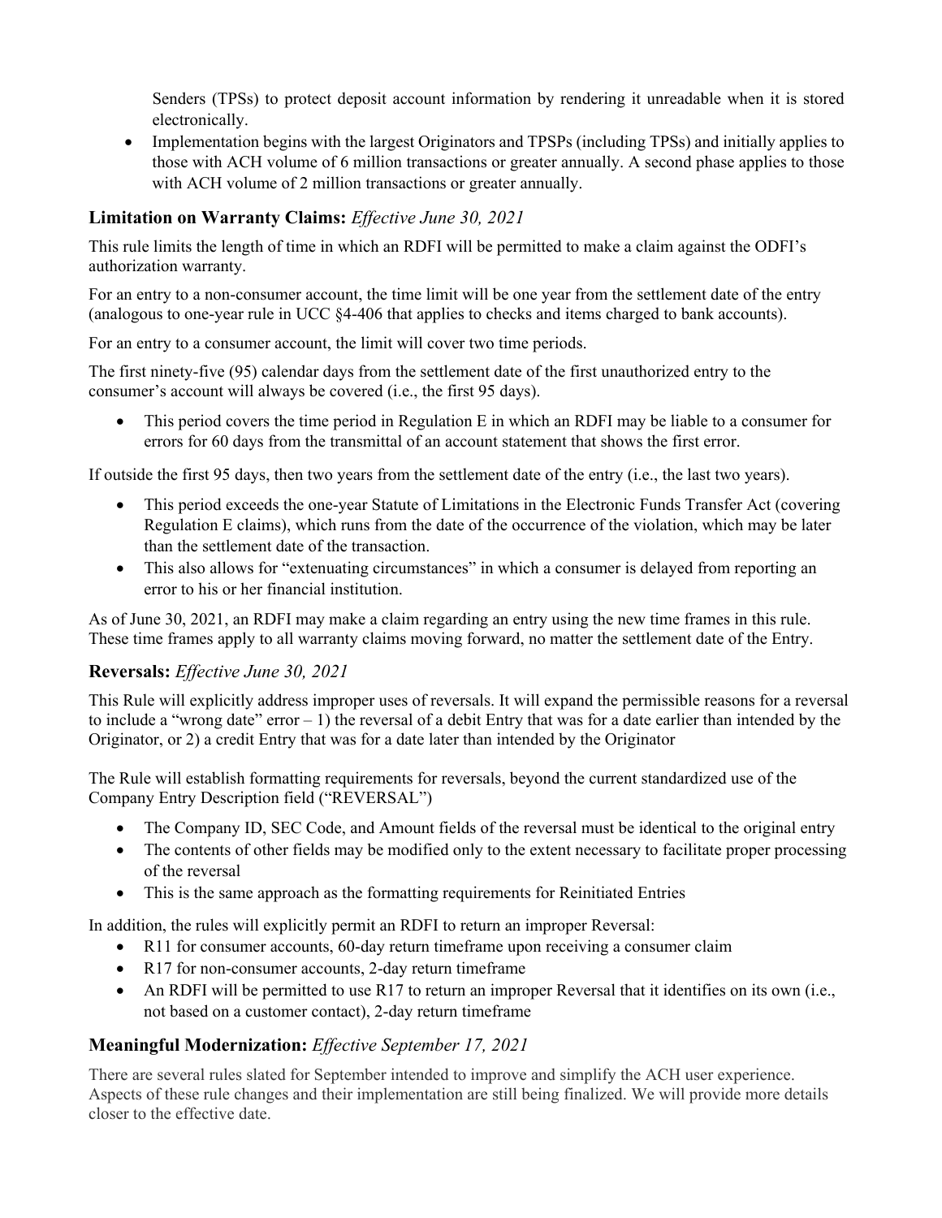Senders (TPSs) to protect deposit account information by rendering it unreadable when it is stored electronically.

- Implementation begins with the largest Originators and TPSPs (including TPSs) and initially applies to those with ACH volume of 6 million transactions or greater annually. A second phase applies to those with ACH volume of 2 million transactions or greater annually.

## Limitation on Warranty Claims: *Effective June 30, 2021*

This rule limits the length of time in which an RDFI will be permitted to make a claim against the ODFI's authorization warranty.

For an entry to a non-consumer account, the time limit will be one year from the settlement date of the entry (analogous to one-year rule in UCC §4-406 that applies to checks and items charged to bank accounts).

For an entry to a consumer account, the limit will cover two time periods.

The first ninety-five (95) calendar days from the settlement date of the first unauthorized entry to the consumer's account will always be covered (i.e., the first 95 days).

- This period covers the time period in Regulation E in which an RDFI may be liable to a consumer for errors for 60 days from the transmittal of an account statement that shows the first error.

If outside the first 95 days, then two years from the settlement date of the entry (i.e., the last two years).

- This period exceeds the one-year Statute of Limitations in the Electronic Funds Transfer Act (covering Regulation E claims), which runs from the date of the occurrence of the violation, which may be later than the settlement date of the transaction.
- This also allows for "extenuating circumstances" in which a consumer is delayed from reporting an error to his or her financial institution.

As of June 30, 2021, an RDFI may make a claim regarding an entry using the new time frames in this rule. These time frames apply to all warranty claims moving forward, no matter the settlement date of the Entry.

## Reversals: *Effective June 30, 2021*

This Rule will explicitly address improper uses of reversals. It will expand the permissible reasons for a reversal to include a "wrong date" error – 1) the reversal of a debit Entry that was for a date earlier than intended by the Originator, or 2) a credit Entry that was for a date later than intended by the Originator

The Rule will establish formatting requirements for reversals, beyond the current standardized use of the Company Entry Description field ("REVERSAL")

- The Company ID, SEC Code, and Amount fields of the reversal must be identical to the original entry
- The contents of other fields may be modified only to the extent necessary to facilitate proper processing of the reversal
- This is the same approach as the formatting requirements for Reinitiated Entries

In addition, the rules will explicitly permit an RDFI to return an improper Reversal:

- R11 for consumer accounts, 60-day return timeframe upon receiving a consumer claim
- R17 for non-consumer accounts, 2-day return timeframe
- An RDFI will be permitted to use R17 to return an improper Reversal that it identifies on its own (i.e., not based on a customer contact), 2-day return timeframe

## Meaningful Modernization: *Effective September 17, 2021*

There are several rules slated for September intended to improve and simplify the ACH user experience. Aspects of these rule changes and their implementation are still being finalized. We will provide more details closer to the effective date.